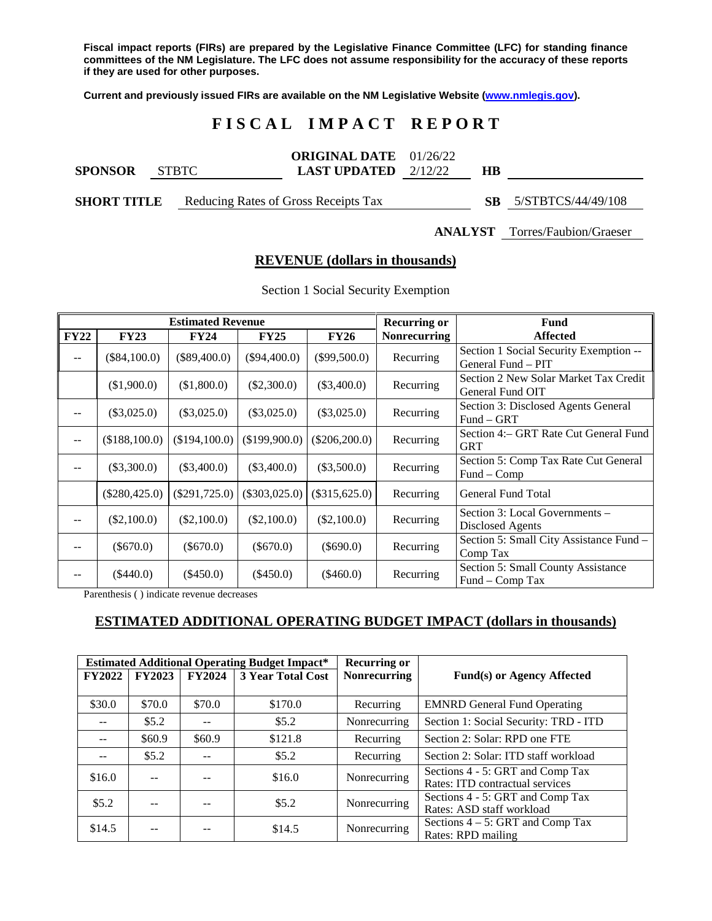**Fiscal impact reports (FIRs) are prepared by the Legislative Finance Committee (LFC) for standing finance committees of the NM Legislature. The LFC does not assume responsibility for the accuracy of these reports if they are used for other purposes.**

**Current and previously issued FIRs are available on the NM Legislative Website (www.nmlegis.gov).**

# F I S C A L  I M P A C T  R E P O R T

**SPONSOR** STBTC  **ORIGINAL DATE** 01/26/22  **LAST UPDATED** 2/12/22  **HB**

**SHORT TITLE** Reducing Rates of Gross Receipts Tax  **SB** 5/STBTCS/44/49/108

**ANALYST** Torres/Faubion/Graeser

## REVENUE (dollars in thousands)

Section 1 Social Security Exemption

| Estimated Revenue | | | | | Recurring or Nonrecurring | Fund Affected |
|---|---|---|---|---|---|---|
| FY22 | FY23 | FY24 | FY25 | FY26 | | |
| -- | ($84,100.0) | ($89,400.0) | ($94,400.0) | ($99,500.0) | Recurring | Section 1 Social Security Exemption -- General Fund – PIT |
| | ($1,900.0) | ($1,800.0) | ($2,300.0) | ($3,400.0) | Recurring | Section 2 New Solar Market Tax Credit General Fund OIT |
| -- | ($3,025.0) | ($3,025.0) | ($3,025.0) | ($3,025.0) | Recurring | Section 3: Disclosed Agents General Fund – GRT |
| -- | ($188,100.0) | ($194,100.0) | ($199,900.0) | ($206,200.0) | Recurring | Section 4:– GRT Rate Cut General Fund GRT |
| -- | ($3,300.0) | ($3,400.0) | ($3,400.0) | ($3,500.0) | Recurring | Section 5: Comp Tax Rate Cut General Fund – Comp |
| | ($280,425.0) | ($291,725.0) | ($303,025.0) | ($315,625.0) | Recurring | General Fund Total |
| -- | ($2,100.0) | ($2,100.0) | ($2,100.0) | ($2,100.0) | Recurring | Section 3: Local Governments – Disclosed Agents |
| -- | ($670.0) | ($670.0) | ($670.0) | ($690.0) | Recurring | Section 5: Small City Assistance Fund – Comp Tax |
| -- | ($440.0) | ($450.0) | ($450.0) | ($460.0) | Recurring | Section 5: Small County Assistance Fund – Comp Tax |

Parenthesis ( ) indicate revenue decreases

## ESTIMATED ADDITIONAL OPERATING BUDGET IMPACT (dollars in thousands)

| Estimated Additional Operating Budget Impact* | | | | Recurring or Nonrecurring | Fund(s) or Agency Affected |
|---|---|---|---|---|---|
| FY2022 | FY2023 | FY2024 | 3 Year Total Cost | | |
| $30.0 | $70.0 | $70.0 | $170.0 | Recurring | EMNRD General Fund Operating |
| -- | $5.2 | -- | $5.2 | Nonrecurring | Section 1: Social Security: TRD - ITD |
| -- | $60.9 | $60.9 | $121.8 | Recurring | Section 2: Solar: RPD one FTE |
| -- | $5.2 | -- | $5.2 | Recurring | Section 2: Solar: ITD staff workload |
| $16.0 | -- | -- | $16.0 | Nonrecurring | Sections 4 - 5: GRT and Comp Tax Rates: ITD contractual services |
| $5.2 | -- | -- | $5.2 | Nonrecurring | Sections 4 - 5: GRT and Comp Tax Rates: ASD staff workload |
| $14.5 | -- | -- | $14.5 | Nonrecurring | Sections 4 – 5: GRT and Comp Tax Rates: RPD mailing |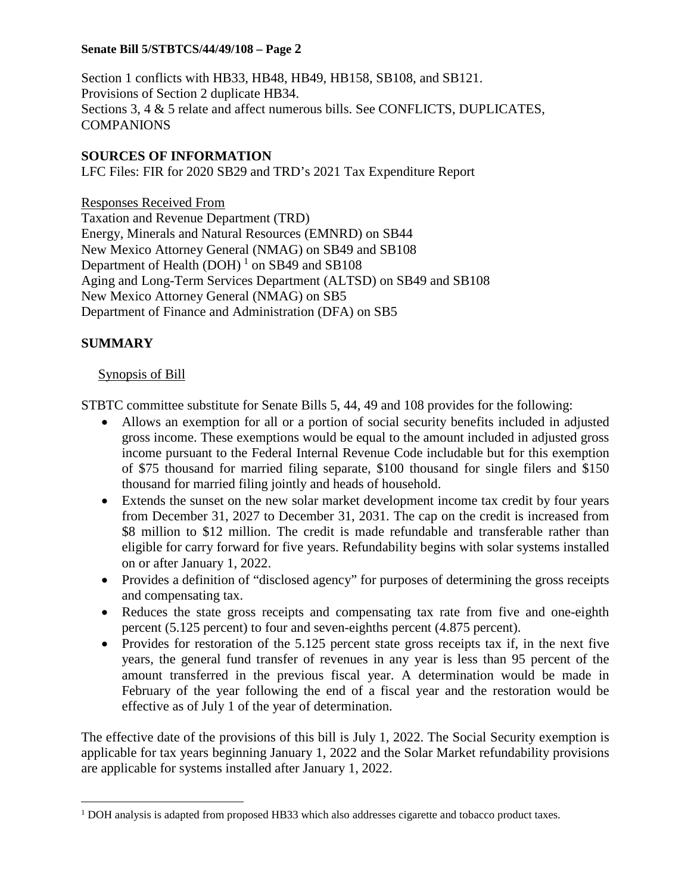Section 1 conflicts with HB33, HB48, HB49, HB158, SB108, and SB121.
Provisions of Section 2 duplicate HB34.
Sections 3, 4 & 5 relate and affect numerous bills. See CONFLICTS, DUPLICATES, COMPANIONS

**SOURCES OF INFORMATION**
LFC Files: FIR for 2020 SB29 and TRD's 2021 Tax Expenditure Report

Responses Received From
Taxation and Revenue Department (TRD)
Energy, Minerals and Natural Resources (EMNRD) on SB44
New Mexico Attorney General (NMAG) on SB49 and SB108
Department of Health (DOH) [1] on SB49 and SB108
Aging and Long-Term Services Department (ALTSD) on SB49 and SB108
New Mexico Attorney General (NMAG) on SB5
Department of Finance and Administration (DFA) on SB5

**SUMMARY**

Synopsis of Bill

STBTC committee substitute for Senate Bills 5, 44, 49 and 108 provides for the following:

- Allows an exemption for all or a portion of social security benefits included in adjusted gross income. These exemptions would be equal to the amount included in adjusted gross income pursuant to the Federal Internal Revenue Code includable but for this exemption of $75 thousand for married filing separate, $100 thousand for single filers and $150 thousand for married filing jointly and heads of household.
- Extends the sunset on the new solar market development income tax credit by four years from December 31, 2027 to December 31, 2031. The cap on the credit is increased from $8 million to $12 million. The credit is made refundable and transferable rather than eligible for carry forward for five years. Refundability begins with solar systems installed on or after January 1, 2022.
- Provides a definition of "disclosed agency" for purposes of determining the gross receipts and compensating tax.
- Reduces the state gross receipts and compensating tax rate from five and one-eighth percent (5.125 percent) to four and seven-eighths percent (4.875 percent).
- Provides for restoration of the 5.125 percent state gross receipts tax if, in the next five years, the general fund transfer of revenues in any year is less than 95 percent of the amount transferred in the previous fiscal year. A determination would be made in February of the year following the end of a fiscal year and the restoration would be effective as of July 1 of the year of determination.

The effective date of the provisions of this bill is July 1, 2022. The Social Security exemption is applicable for tax years beginning January 1, 2022 and the Solar Market refundability provisions are applicable for systems installed after January 1, 2022.

[1] DOH analysis is adapted from proposed HB33 which also addresses cigarette and tobacco product taxes.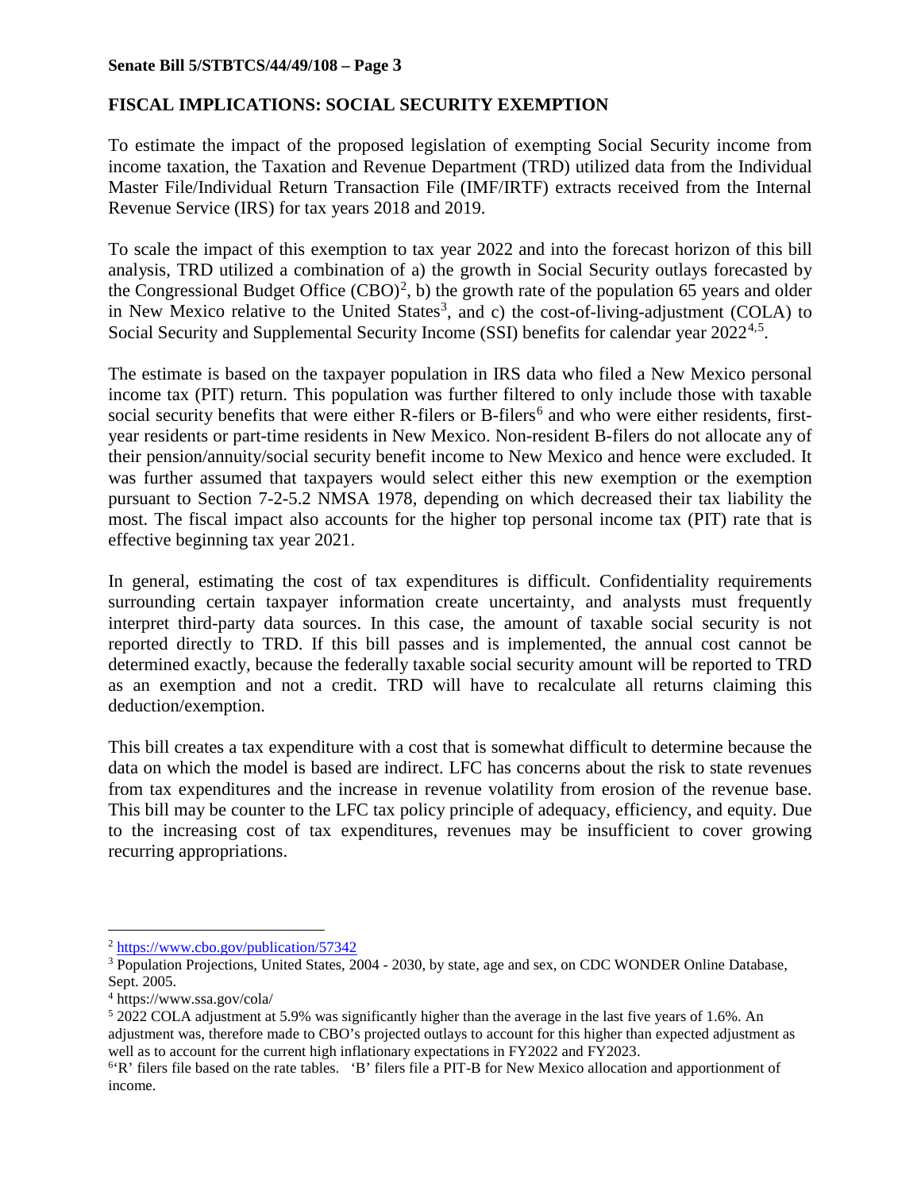## FISCAL IMPLICATIONS: SOCIAL SECURITY EXEMPTION

To estimate the impact of the proposed legislation of exempting Social Security income from income taxation, the Taxation and Revenue Department (TRD) utilized data from the Individual Master File/Individual Return Transaction File (IMF/IRTF) extracts received from the Internal Revenue Service (IRS) for tax years 2018 and 2019.

To scale the impact of this exemption to tax year 2022 and into the forecast horizon of this bill analysis, TRD utilized a combination of a) the growth in Social Security outlays forecasted by the Congressional Budget Office (CBO)[2], b) the growth rate of the population 65 years and older in New Mexico relative to the United States[3], and c) the cost-of-living-adjustment (COLA) to Social Security and Supplemental Security Income (SSI) benefits for calendar year 2022[4,5].

The estimate is based on the taxpayer population in IRS data who filed a New Mexico personal income tax (PIT) return. This population was further filtered to only include those with taxable social security benefits that were either R-filers or B-filers[6] and who were either residents, first-year residents or part-time residents in New Mexico. Non-resident B-filers do not allocate any of their pension/annuity/social security benefit income to New Mexico and hence were excluded. It was further assumed that taxpayers would select either this new exemption or the exemption pursuant to Section 7-2-5.2 NMSA 1978, depending on which decreased their tax liability the most. The fiscal impact also accounts for the higher top personal income tax (PIT) rate that is effective beginning tax year 2021.

In general, estimating the cost of tax expenditures is difficult. Confidentiality requirements surrounding certain taxpayer information create uncertainty, and analysts must frequently interpret third-party data sources. In this case, the amount of taxable social security is not reported directly to TRD. If this bill passes and is implemented, the annual cost cannot be determined exactly, because the federally taxable social security amount will be reported to TRD as an exemption and not a credit. TRD will have to recalculate all returns claiming this deduction/exemption.

This bill creates a tax expenditure with a cost that is somewhat difficult to determine because the data on which the model is based are indirect. LFC has concerns about the risk to state revenues from tax expenditures and the increase in revenue volatility from erosion of the revenue base. This bill may be counter to the LFC tax policy principle of adequacy, efficiency, and equity. Due to the increasing cost of tax expenditures, revenues may be insufficient to cover growing recurring appropriations.

---

[2] https://www.cbo.gov/publication/57342

[3] Population Projections, United States, 2004 - 2030, by state, age and sex, on CDC WONDER Online Database, Sept. 2005.

[4] https://www.ssa.gov/cola/

[5] 2022 COLA adjustment at 5.9% was significantly higher than the average in the last five years of 1.6%. An adjustment was, therefore made to CBO's projected outlays to account for this higher than expected adjustment as well as to account for the current high inflationary expectations in FY2022 and FY2023.

[6] 'R' filers file based on the rate tables. 'B' filers file a PIT-B for New Mexico allocation and apportionment of income.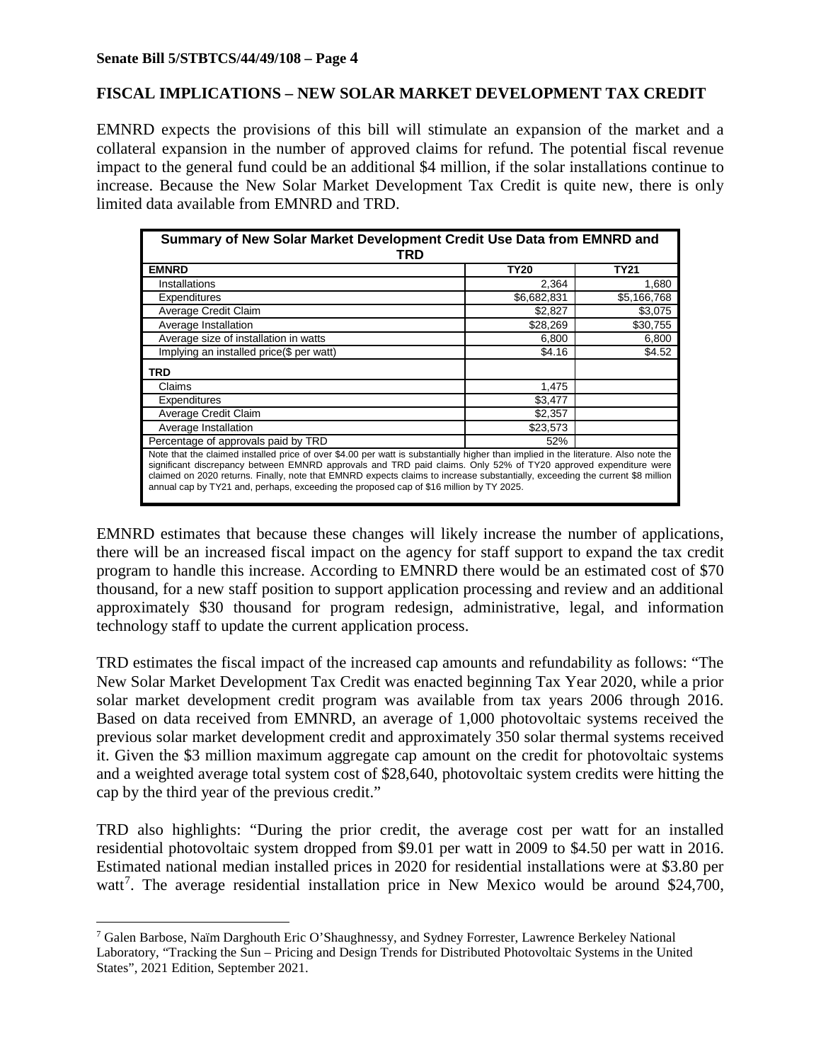## FISCAL IMPLICATIONS – NEW SOLAR MARKET DEVELOPMENT TAX CREDIT

EMNRD expects the provisions of this bill will stimulate an expansion of the market and a collateral expansion in the number of approved claims for refund. The potential fiscal revenue impact to the general fund could be an additional $4 million, if the solar installations continue to increase. Because the New Solar Market Development Tax Credit is quite new, there is only limited data available from EMNRD and TRD.

| Summary of New Solar Market Development Credit Use Data from EMNRD and TRD | | |
|---|---|---|
| **EMNRD** | **TY20** | **TY21** |
| Installations | 2,364 | 1,680 |
| Expenditures | $6,682,831 | $5,166,768 |
| Average Credit Claim | $2,827 | $3,075 |
| Average Installation | $28,269 | $30,755 |
| Average size of installation in watts | 6,800 | 6,800 |
| Implying an installed price($ per watt) | $4.16 | $4.52 |
| **TRD** | | |
| Claims | 1,475 | |
| Expenditures | $3,477 | |
| Average Credit Claim | $2,357 | |
| Average Installation | $23,573 | |
| Percentage of approvals paid by TRD | 52% | |

Note that the claimed installed price of over $4.00 per watt is substantially higher than implied in the literature. Also note the significant discrepancy between EMNRD approvals and TRD paid claims. Only 52% of TY20 approved expenditure were claimed on 2020 returns. Finally, note that EMNRD expects claims to increase substantially, exceeding the current $8 million annual cap by TY21 and, perhaps, exceeding the proposed cap of $16 million by TY 2025.

EMNRD estimates that because these changes will likely increase the number of applications, there will be an increased fiscal impact on the agency for staff support to expand the tax credit program to handle this increase. According to EMNRD there would be an estimated cost of $70 thousand, for a new staff position to support application processing and review and an additional approximately $30 thousand for program redesign, administrative, legal, and information technology staff to update the current application process.

TRD estimates the fiscal impact of the increased cap amounts and refundability as follows: "The New Solar Market Development Tax Credit was enacted beginning Tax Year 2020, while a prior solar market development credit program was available from tax years 2006 through 2016. Based on data received from EMNRD, an average of 1,000 photovoltaic systems received the previous solar market development credit and approximately 350 solar thermal systems received it. Given the $3 million maximum aggregate cap amount on the credit for photovoltaic systems and a weighted average total system cost of $28,640, photovoltaic system credits were hitting the cap by the third year of the previous credit."

TRD also highlights: "During the prior credit, the average cost per watt for an installed residential photovoltaic system dropped from $9.01 per watt in 2009 to $4.50 per watt in 2016. Estimated national median installed prices in 2020 for residential installations were at $3.80 per watt[7]. The average residential installation price in New Mexico would be around $24,700,

[7] Galen Barbose, Naïm Darghouth Eric O'Shaughnessy, and Sydney Forrester, Lawrence Berkeley National Laboratory, "Tracking the Sun – Pricing and Design Trends for Distributed Photovoltaic Systems in the United States", 2021 Edition, September 2021.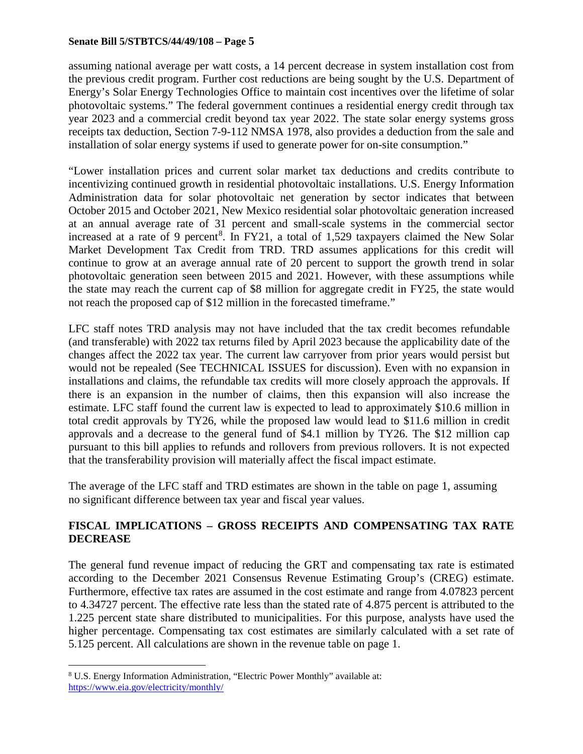assuming national average per watt costs, a 14 percent decrease in system installation cost from the previous credit program. Further cost reductions are being sought by the U.S. Department of Energy's Solar Energy Technologies Office to maintain cost incentives over the lifetime of solar photovoltaic systems." The federal government continues a residential energy credit through tax year 2023 and a commercial credit beyond tax year 2022. The state solar energy systems gross receipts tax deduction, Section 7-9-112 NMSA 1978, also provides a deduction from the sale and installation of solar energy systems if used to generate power for on-site consumption."

"Lower installation prices and current solar market tax deductions and credits contribute to incentivizing continued growth in residential photovoltaic installations. U.S. Energy Information Administration data for solar photovoltaic net generation by sector indicates that between October 2015 and October 2021, New Mexico residential solar photovoltaic generation increased at an annual average rate of 31 percent and small-scale systems in the commercial sector increased at a rate of 9 percent[8]. In FY21, a total of 1,529 taxpayers claimed the New Solar Market Development Tax Credit from TRD. TRD assumes applications for this credit will continue to grow at an average annual rate of 20 percent to support the growth trend in solar photovoltaic generation seen between 2015 and 2021. However, with these assumptions while the state may reach the current cap of \$8 million for aggregate credit in FY25, the state would not reach the proposed cap of \$12 million in the forecasted timeframe."

LFC staff notes TRD analysis may not have included that the tax credit becomes refundable (and transferable) with 2022 tax returns filed by April 2023 because the applicability date of the changes affect the 2022 tax year. The current law carryover from prior years would persist but would not be repealed (See TECHNICAL ISSUES for discussion). Even with no expansion in installations and claims, the refundable tax credits will more closely approach the approvals. If there is an expansion in the number of claims, then this expansion will also increase the estimate. LFC staff found the current law is expected to lead to approximately \$10.6 million in total credit approvals by TY26, while the proposed law would lead to \$11.6 million in credit approvals and a decrease to the general fund of \$4.1 million by TY26. The \$12 million cap pursuant to this bill applies to refunds and rollovers from previous rollovers. It is not expected that the transferability provision will materially affect the fiscal impact estimate.

The average of the LFC staff and TRD estimates are shown in the table on page 1, assuming no significant difference between tax year and fiscal year values.

## FISCAL IMPLICATIONS – GROSS RECEIPTS AND COMPENSATING TAX RATE DECREASE

The general fund revenue impact of reducing the GRT and compensating tax rate is estimated according to the December 2021 Consensus Revenue Estimating Group's (CREG) estimate. Furthermore, effective tax rates are assumed in the cost estimate and range from 4.07823 percent to 4.34727 percent. The effective rate less than the stated rate of 4.875 percent is attributed to the 1.225 percent state share distributed to municipalities. For this purpose, analysts have used the higher percentage. Compensating tax cost estimates are similarly calculated with a set rate of 5.125 percent. All calculations are shown in the revenue table on page 1.

---

[8] U.S. Energy Information Administration, "Electric Power Monthly" available at: https://www.eia.gov/electricity/monthly/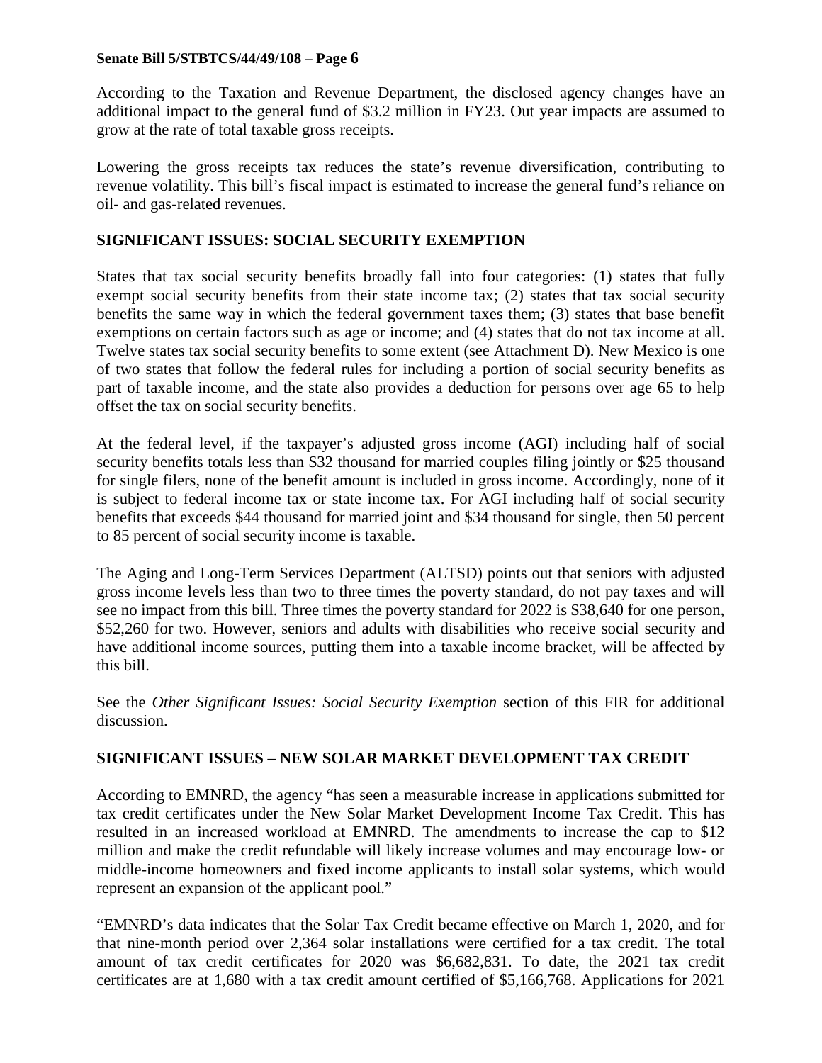According to the Taxation and Revenue Department, the disclosed agency changes have an additional impact to the general fund of $3.2 million in FY23. Out year impacts are assumed to grow at the rate of total taxable gross receipts.

Lowering the gross receipts tax reduces the state's revenue diversification, contributing to revenue volatility. This bill's fiscal impact is estimated to increase the general fund's reliance on oil- and gas-related revenues.

## SIGNIFICANT ISSUES: SOCIAL SECURITY EXEMPTION

States that tax social security benefits broadly fall into four categories: (1) states that fully exempt social security benefits from their state income tax; (2) states that tax social security benefits the same way in which the federal government taxes them; (3) states that base benefit exemptions on certain factors such as age or income; and (4) states that do not tax income at all. Twelve states tax social security benefits to some extent (see Attachment D). New Mexico is one of two states that follow the federal rules for including a portion of social security benefits as part of taxable income, and the state also provides a deduction for persons over age 65 to help offset the tax on social security benefits.

At the federal level, if the taxpayer's adjusted gross income (AGI) including half of social security benefits totals less than $32 thousand for married couples filing jointly or $25 thousand for single filers, none of the benefit amount is included in gross income. Accordingly, none of it is subject to federal income tax or state income tax. For AGI including half of social security benefits that exceeds $44 thousand for married joint and $34 thousand for single, then 50 percent to 85 percent of social security income is taxable.

The Aging and Long-Term Services Department (ALTSD) points out that seniors with adjusted gross income levels less than two to three times the poverty standard, do not pay taxes and will see no impact from this bill. Three times the poverty standard for 2022 is $38,640 for one person, $52,260 for two. However, seniors and adults with disabilities who receive social security and have additional income sources, putting them into a taxable income bracket, will be affected by this bill.

See the *Other Significant Issues: Social Security Exemption* section of this FIR for additional discussion.

## SIGNIFICANT ISSUES – NEW SOLAR MARKET DEVELOPMENT TAX CREDIT

According to EMNRD, the agency "has seen a measurable increase in applications submitted for tax credit certificates under the New Solar Market Development Income Tax Credit. This has resulted in an increased workload at EMNRD. The amendments to increase the cap to $12 million and make the credit refundable will likely increase volumes and may encourage low- or middle-income homeowners and fixed income applicants to install solar systems, which would represent an expansion of the applicant pool."

"EMNRD's data indicates that the Solar Tax Credit became effective on March 1, 2020, and for that nine-month period over 2,364 solar installations were certified for a tax credit. The total amount of tax credit certificates for 2020 was $6,682,831. To date, the 2021 tax credit certificates are at 1,680 with a tax credit amount certified of $5,166,768. Applications for 2021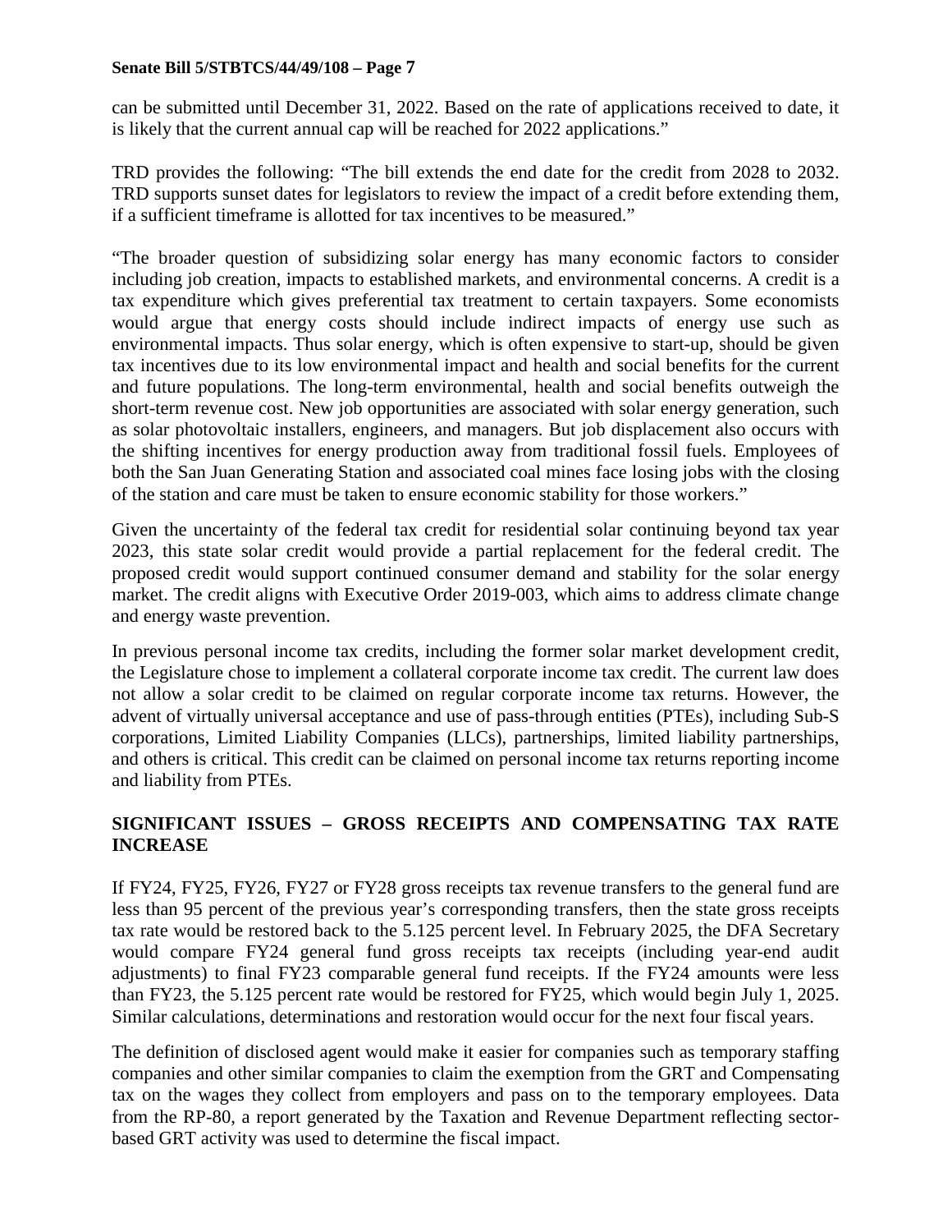can be submitted until December 31, 2022. Based on the rate of applications received to date, it is likely that the current annual cap will be reached for 2022 applications."

TRD provides the following: "The bill extends the end date for the credit from 2028 to 2032. TRD supports sunset dates for legislators to review the impact of a credit before extending them, if a sufficient timeframe is allotted for tax incentives to be measured."

"The broader question of subsidizing solar energy has many economic factors to consider including job creation, impacts to established markets, and environmental concerns. A credit is a tax expenditure which gives preferential tax treatment to certain taxpayers. Some economists would argue that energy costs should include indirect impacts of energy use such as environmental impacts. Thus solar energy, which is often expensive to start-up, should be given tax incentives due to its low environmental impact and health and social benefits for the current and future populations. The long-term environmental, health and social benefits outweigh the short-term revenue cost. New job opportunities are associated with solar energy generation, such as solar photovoltaic installers, engineers, and managers. But job displacement also occurs with the shifting incentives for energy production away from traditional fossil fuels. Employees of both the San Juan Generating Station and associated coal mines face losing jobs with the closing of the station and care must be taken to ensure economic stability for those workers."

Given the uncertainty of the federal tax credit for residential solar continuing beyond tax year 2023, this state solar credit would provide a partial replacement for the federal credit. The proposed credit would support continued consumer demand and stability for the solar energy market. The credit aligns with Executive Order 2019-003, which aims to address climate change and energy waste prevention.

In previous personal income tax credits, including the former solar market development credit, the Legislature chose to implement a collateral corporate income tax credit. The current law does not allow a solar credit to be claimed on regular corporate income tax returns. However, the advent of virtually universal acceptance and use of pass-through entities (PTEs), including Sub-S corporations, Limited Liability Companies (LLCs), partnerships, limited liability partnerships, and others is critical. This credit can be claimed on personal income tax returns reporting income and liability from PTEs.

**SIGNIFICANT ISSUES – GROSS RECEIPTS AND COMPENSATING TAX RATE INCREASE**

If FY24, FY25, FY26, FY27 or FY28 gross receipts tax revenue transfers to the general fund are less than 95 percent of the previous year's corresponding transfers, then the state gross receipts tax rate would be restored back to the 5.125 percent level. In February 2025, the DFA Secretary would compare FY24 general fund gross receipts tax receipts (including year-end audit adjustments) to final FY23 comparable general fund receipts. If the FY24 amounts were less than FY23, the 5.125 percent rate would be restored for FY25, which would begin July 1, 2025. Similar calculations, determinations and restoration would occur for the next four fiscal years.

The definition of disclosed agent would make it easier for companies such as temporary staffing companies and other similar companies to claim the exemption from the GRT and Compensating tax on the wages they collect from employers and pass on to the temporary employees. Data from the RP-80, a report generated by the Taxation and Revenue Department reflecting sector-based GRT activity was used to determine the fiscal impact.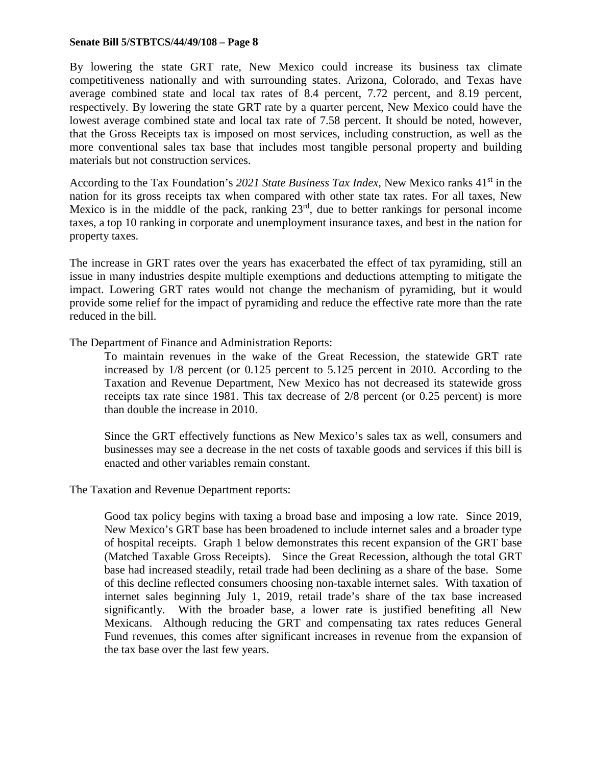By lowering the state GRT rate, New Mexico could increase its business tax climate competitiveness nationally and with surrounding states. Arizona, Colorado, and Texas have average combined state and local tax rates of 8.4 percent, 7.72 percent, and 8.19 percent, respectively. By lowering the state GRT rate by a quarter percent, New Mexico could have the lowest average combined state and local tax rate of 7.58 percent. It should be noted, however, that the Gross Receipts tax is imposed on most services, including construction, as well as the more conventional sales tax base that includes most tangible personal property and building materials but not construction services.

According to the Tax Foundation's *2021 State Business Tax Index*, New Mexico ranks 41st in the nation for its gross receipts tax when compared with other state tax rates. For all taxes, New Mexico is in the middle of the pack, ranking 23rd, due to better rankings for personal income taxes, a top 10 ranking in corporate and unemployment insurance taxes, and best in the nation for property taxes.

The increase in GRT rates over the years has exacerbated the effect of tax pyramiding, still an issue in many industries despite multiple exemptions and deductions attempting to mitigate the impact. Lowering GRT rates would not change the mechanism of pyramiding, but it would provide some relief for the impact of pyramiding and reduce the effective rate more than the rate reduced in the bill.

The Department of Finance and Administration Reports:

> To maintain revenues in the wake of the Great Recession, the statewide GRT rate increased by 1/8 percent (or 0.125 percent to 5.125 percent in 2010. According to the Taxation and Revenue Department, New Mexico has not decreased its statewide gross receipts tax rate since 1981. This tax decrease of 2/8 percent (or 0.25 percent) is more than double the increase in 2010.
>
> Since the GRT effectively functions as New Mexico's sales tax as well, consumers and businesses may see a decrease in the net costs of taxable goods and services if this bill is enacted and other variables remain constant.

The Taxation and Revenue Department reports:

> Good tax policy begins with taxing a broad base and imposing a low rate. Since 2019, New Mexico's GRT base has been broadened to include internet sales and a broader type of hospital receipts. Graph 1 below demonstrates this recent expansion of the GRT base (Matched Taxable Gross Receipts). Since the Great Recession, although the total GRT base had increased steadily, retail trade had been declining as a share of the base. Some of this decline reflected consumers choosing non-taxable internet sales. With taxation of internet sales beginning July 1, 2019, retail trade's share of the tax base increased significantly. With the broader base, a lower rate is justified benefiting all New Mexicans. Although reducing the GRT and compensating tax rates reduces General Fund revenues, this comes after significant increases in revenue from the expansion of the tax base over the last few years.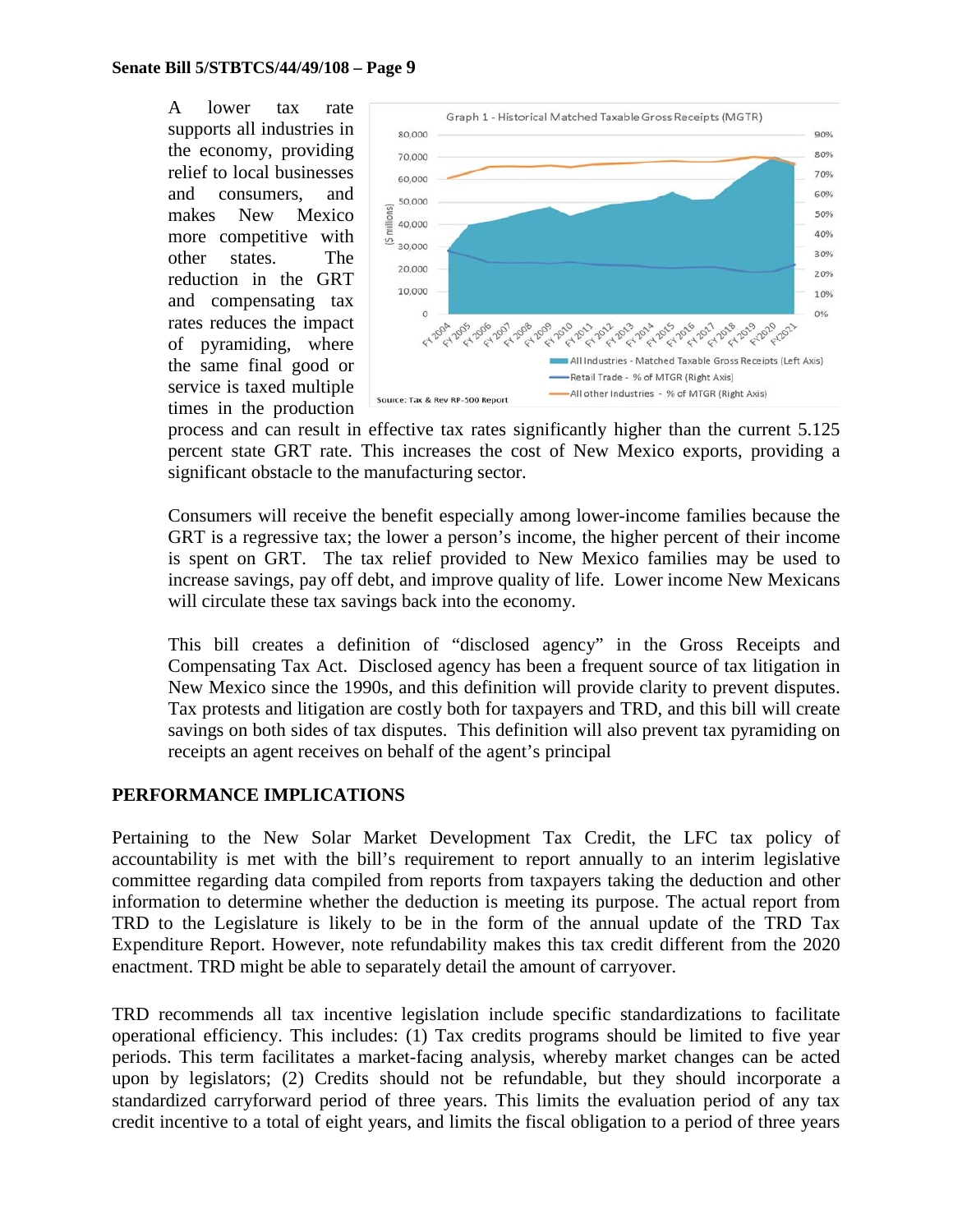A lower tax rate supports all industries in the economy, providing relief to local businesses and consumers, and makes New Mexico more competitive with other states. The reduction in the GRT and compensating tax rates reduces the impact of pyramiding, where the same final good or service is taxed multiple times in the production process and can result in effective tax rates significantly higher than the current 5.125 percent state GRT rate. This increases the cost of New Mexico exports, providing a significant obstacle to the manufacturing sector.

Consumers will receive the benefit especially among lower-income families because the GRT is a regressive tax; the lower a person's income, the higher percent of their income is spent on GRT. The tax relief provided to New Mexico families may be used to increase savings, pay off debt, and improve quality of life. Lower income New Mexicans will circulate these tax savings back into the economy.

This bill creates a definition of "disclosed agency" in the Gross Receipts and Compensating Tax Act. Disclosed agency has been a frequent source of tax litigation in New Mexico since the 1990s, and this definition will provide clarity to prevent disputes. Tax protests and litigation are costly both for taxpayers and TRD, and this bill will create savings on both sides of tax disputes. This definition will also prevent tax pyramiding on receipts an agent receives on behalf of the agent's principal

## PERFORMANCE IMPLICATIONS

Pertaining to the New Solar Market Development Tax Credit, the LFC tax policy of accountability is met with the bill's requirement to report annually to an interim legislative committee regarding data compiled from reports from taxpayers taking the deduction and other information to determine whether the deduction is meeting its purpose. The actual report from TRD to the Legislature is likely to be in the form of the annual update of the TRD Tax Expenditure Report. However, note refundability makes this tax credit different from the 2020 enactment. TRD might be able to separately detail the amount of carryover.

TRD recommends all tax incentive legislation include specific standardizations to facilitate operational efficiency. This includes: (1) Tax credits programs should be limited to five year periods. This term facilitates a market-facing analysis, whereby market changes can be acted upon by legislators; (2) Credits should not be refundable, but they should incorporate a standardized carryforward period of three years. This limits the evaluation period of any tax credit incentive to a total of eight years, and limits the fiscal obligation to a period of three years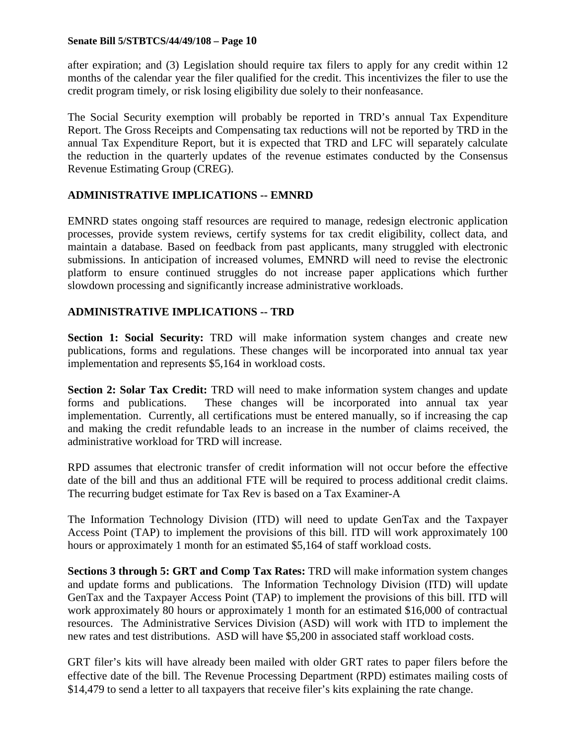after expiration; and (3) Legislation should require tax filers to apply for any credit within 12 months of the calendar year the filer qualified for the credit. This incentivizes the filer to use the credit program timely, or risk losing eligibility due solely to their nonfeasance.

The Social Security exemption will probably be reported in TRD's annual Tax Expenditure Report. The Gross Receipts and Compensating tax reductions will not be reported by TRD in the annual Tax Expenditure Report, but it is expected that TRD and LFC will separately calculate the reduction in the quarterly updates of the revenue estimates conducted by the Consensus Revenue Estimating Group (CREG).

## ADMINISTRATIVE IMPLICATIONS -- EMNRD

EMNRD states ongoing staff resources are required to manage, redesign electronic application processes, provide system reviews, certify systems for tax credit eligibility, collect data, and maintain a database. Based on feedback from past applicants, many struggled with electronic submissions. In anticipation of increased volumes, EMNRD will need to revise the electronic platform to ensure continued struggles do not increase paper applications which further slowdown processing and significantly increase administrative workloads.

## ADMINISTRATIVE IMPLICATIONS -- TRD

**Section 1: Social Security:** TRD will make information system changes and create new publications, forms and regulations. These changes will be incorporated into annual tax year implementation and represents $5,164 in workload costs.

**Section 2: Solar Tax Credit:** TRD will need to make information system changes and update forms and publications. These changes will be incorporated into annual tax year implementation. Currently, all certifications must be entered manually, so if increasing the cap and making the credit refundable leads to an increase in the number of claims received, the administrative workload for TRD will increase.

RPD assumes that electronic transfer of credit information will not occur before the effective date of the bill and thus an additional FTE will be required to process additional credit claims. The recurring budget estimate for Tax Rev is based on a Tax Examiner-A

The Information Technology Division (ITD) will need to update GenTax and the Taxpayer Access Point (TAP) to implement the provisions of this bill. ITD will work approximately 100 hours or approximately 1 month for an estimated $5,164 of staff workload costs.

**Sections 3 through 5: GRT and Comp Tax Rates:** TRD will make information system changes and update forms and publications. The Information Technology Division (ITD) will update GenTax and the Taxpayer Access Point (TAP) to implement the provisions of this bill. ITD will work approximately 80 hours or approximately 1 month for an estimated $16,000 of contractual resources. The Administrative Services Division (ASD) will work with ITD to implement the new rates and test distributions. ASD will have $5,200 in associated staff workload costs.

GRT filer's kits will have already been mailed with older GRT rates to paper filers before the effective date of the bill. The Revenue Processing Department (RPD) estimates mailing costs of $14,479 to send a letter to all taxpayers that receive filer's kits explaining the rate change.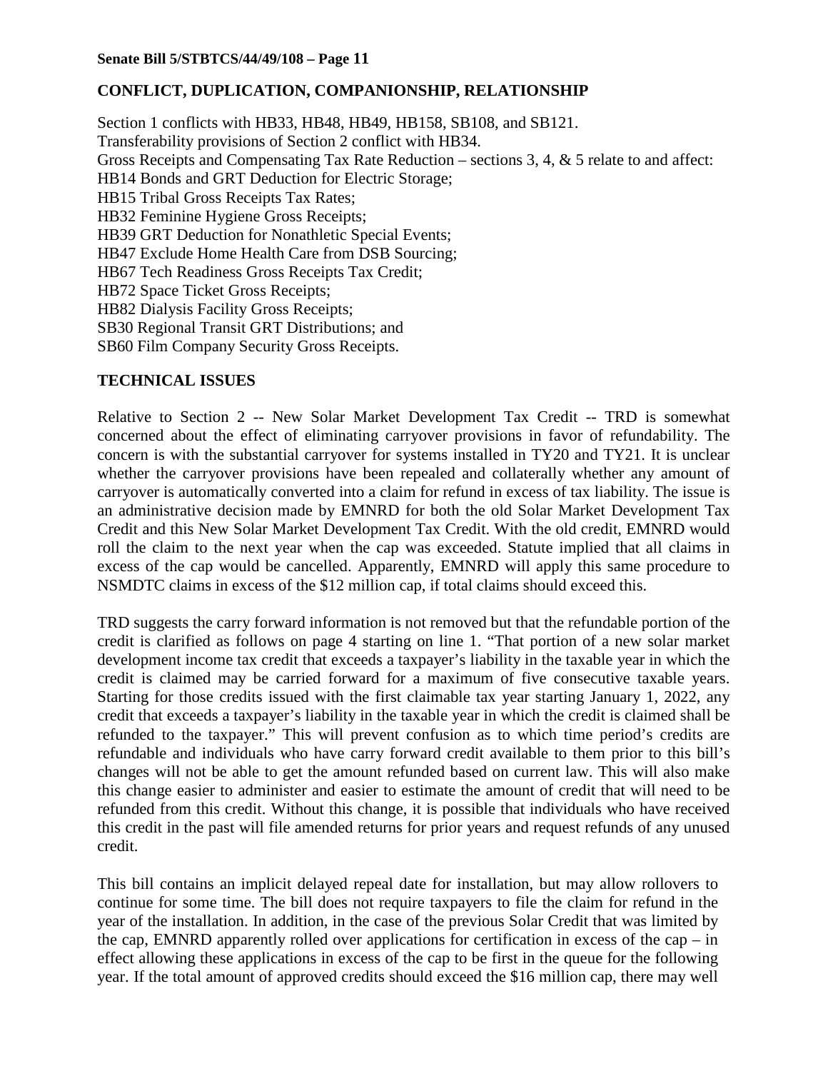## CONFLICT, DUPLICATION, COMPANIONSHIP, RELATIONSHIP

Section 1 conflicts with HB33, HB48, HB49, HB158, SB108, and SB121.
Transferability provisions of Section 2 conflict with HB34.
Gross Receipts and Compensating Tax Rate Reduction – sections 3, 4, & 5 relate to and affect:
HB14 Bonds and GRT Deduction for Electric Storage;
HB15 Tribal Gross Receipts Tax Rates;
HB32 Feminine Hygiene Gross Receipts;
HB39 GRT Deduction for Nonathletic Special Events;
HB47 Exclude Home Health Care from DSB Sourcing;
HB67 Tech Readiness Gross Receipts Tax Credit;
HB72 Space Ticket Gross Receipts;
HB82 Dialysis Facility Gross Receipts;
SB30 Regional Transit GRT Distributions; and
SB60 Film Company Security Gross Receipts.

## TECHNICAL ISSUES

Relative to Section 2 -- New Solar Market Development Tax Credit -- TRD is somewhat concerned about the effect of eliminating carryover provisions in favor of refundability. The concern is with the substantial carryover for systems installed in TY20 and TY21. It is unclear whether the carryover provisions have been repealed and collaterally whether any amount of carryover is automatically converted into a claim for refund in excess of tax liability. The issue is an administrative decision made by EMNRD for both the old Solar Market Development Tax Credit and this New Solar Market Development Tax Credit. With the old credit, EMNRD would roll the claim to the next year when the cap was exceeded. Statute implied that all claims in excess of the cap would be cancelled. Apparently, EMNRD will apply this same procedure to NSMDTC claims in excess of the $12 million cap, if total claims should exceed this.

TRD suggests the carry forward information is not removed but that the refundable portion of the credit is clarified as follows on page 4 starting on line 1. "That portion of a new solar market development income tax credit that exceeds a taxpayer's liability in the taxable year in which the credit is claimed may be carried forward for a maximum of five consecutive taxable years. Starting for those credits issued with the first claimable tax year starting January 1, 2022, any credit that exceeds a taxpayer's liability in the taxable year in which the credit is claimed shall be refunded to the taxpayer." This will prevent confusion as to which time period's credits are refundable and individuals who have carry forward credit available to them prior to this bill's changes will not be able to get the amount refunded based on current law. This will also make this change easier to administer and easier to estimate the amount of credit that will need to be refunded from this credit. Without this change, it is possible that individuals who have received this credit in the past will file amended returns for prior years and request refunds of any unused credit.

This bill contains an implicit delayed repeal date for installation, but may allow rollovers to continue for some time. The bill does not require taxpayers to file the claim for refund in the year of the installation. In addition, in the case of the previous Solar Credit that was limited by the cap, EMNRD apparently rolled over applications for certification in excess of the cap – in effect allowing these applications in excess of the cap to be first in the queue for the following year. If the total amount of approved credits should exceed the $16 million cap, there may well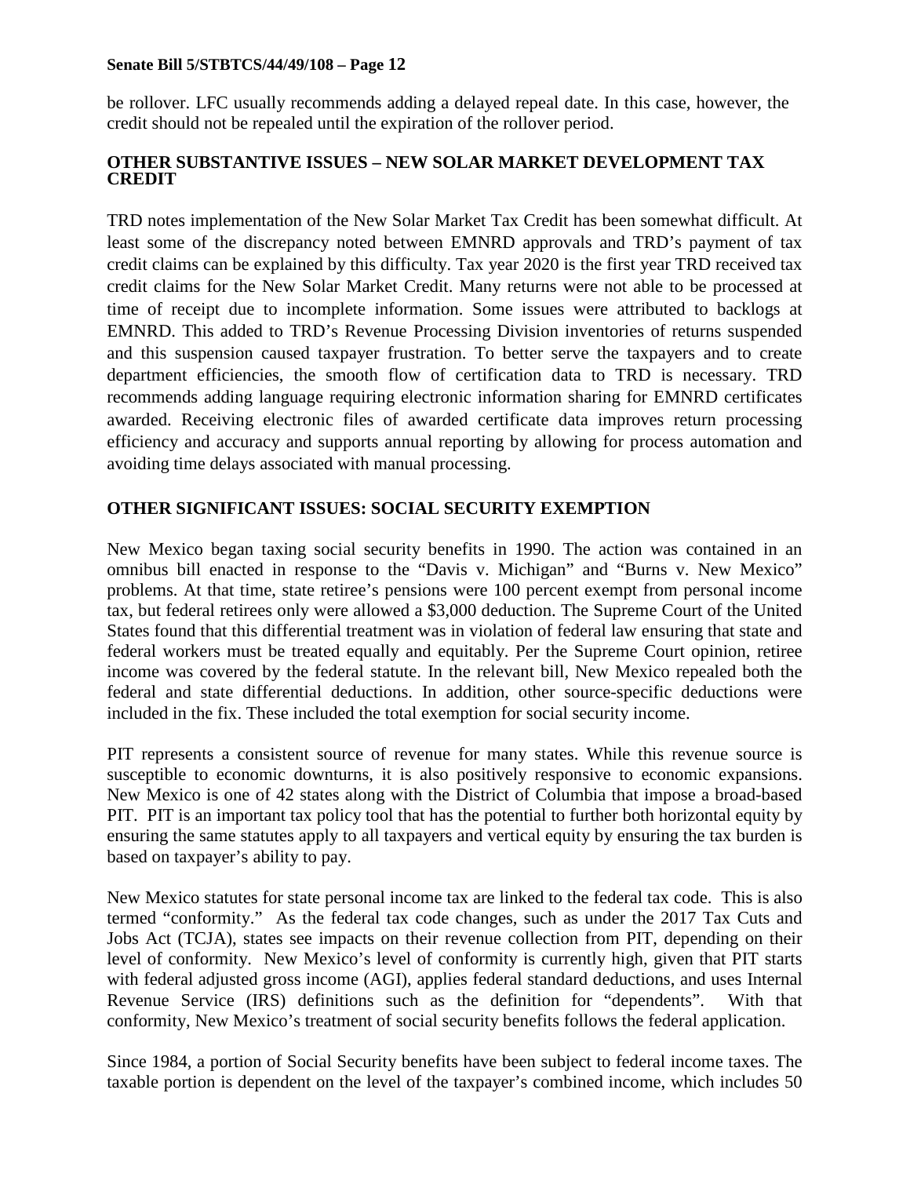be rollover. LFC usually recommends adding a delayed repeal date. In this case, however, the credit should not be repealed until the expiration of the rollover period.

**OTHER SUBSTANTIVE ISSUES – NEW SOLAR MARKET DEVELOPMENT TAX CREDIT**

TRD notes implementation of the New Solar Market Tax Credit has been somewhat difficult. At least some of the discrepancy noted between EMNRD approvals and TRD's payment of tax credit claims can be explained by this difficulty. Tax year 2020 is the first year TRD received tax credit claims for the New Solar Market Credit. Many returns were not able to be processed at time of receipt due to incomplete information. Some issues were attributed to backlogs at EMNRD. This added to TRD's Revenue Processing Division inventories of returns suspended and this suspension caused taxpayer frustration. To better serve the taxpayers and to create department efficiencies, the smooth flow of certification data to TRD is necessary. TRD recommends adding language requiring electronic information sharing for EMNRD certificates awarded. Receiving electronic files of awarded certificate data improves return processing efficiency and accuracy and supports annual reporting by allowing for process automation and avoiding time delays associated with manual processing.

**OTHER SIGNIFICANT ISSUES: SOCIAL SECURITY EXEMPTION**

New Mexico began taxing social security benefits in 1990. The action was contained in an omnibus bill enacted in response to the "Davis v. Michigan" and "Burns v. New Mexico" problems. At that time, state retiree's pensions were 100 percent exempt from personal income tax, but federal retirees only were allowed a $3,000 deduction. The Supreme Court of the United States found that this differential treatment was in violation of federal law ensuring that state and federal workers must be treated equally and equitably. Per the Supreme Court opinion, retiree income was covered by the federal statute. In the relevant bill, New Mexico repealed both the federal and state differential deductions. In addition, other source-specific deductions were included in the fix. These included the total exemption for social security income.

PIT represents a consistent source of revenue for many states. While this revenue source is susceptible to economic downturns, it is also positively responsive to economic expansions. New Mexico is one of 42 states along with the District of Columbia that impose a broad-based PIT. PIT is an important tax policy tool that has the potential to further both horizontal equity by ensuring the same statutes apply to all taxpayers and vertical equity by ensuring the tax burden is based on taxpayer's ability to pay.

New Mexico statutes for state personal income tax are linked to the federal tax code. This is also termed "conformity." As the federal tax code changes, such as under the 2017 Tax Cuts and Jobs Act (TCJA), states see impacts on their revenue collection from PIT, depending on their level of conformity. New Mexico's level of conformity is currently high, given that PIT starts with federal adjusted gross income (AGI), applies federal standard deductions, and uses Internal Revenue Service (IRS) definitions such as the definition for "dependents". With that conformity, New Mexico's treatment of social security benefits follows the federal application.

Since 1984, a portion of Social Security benefits have been subject to federal income taxes. The taxable portion is dependent on the level of the taxpayer's combined income, which includes 50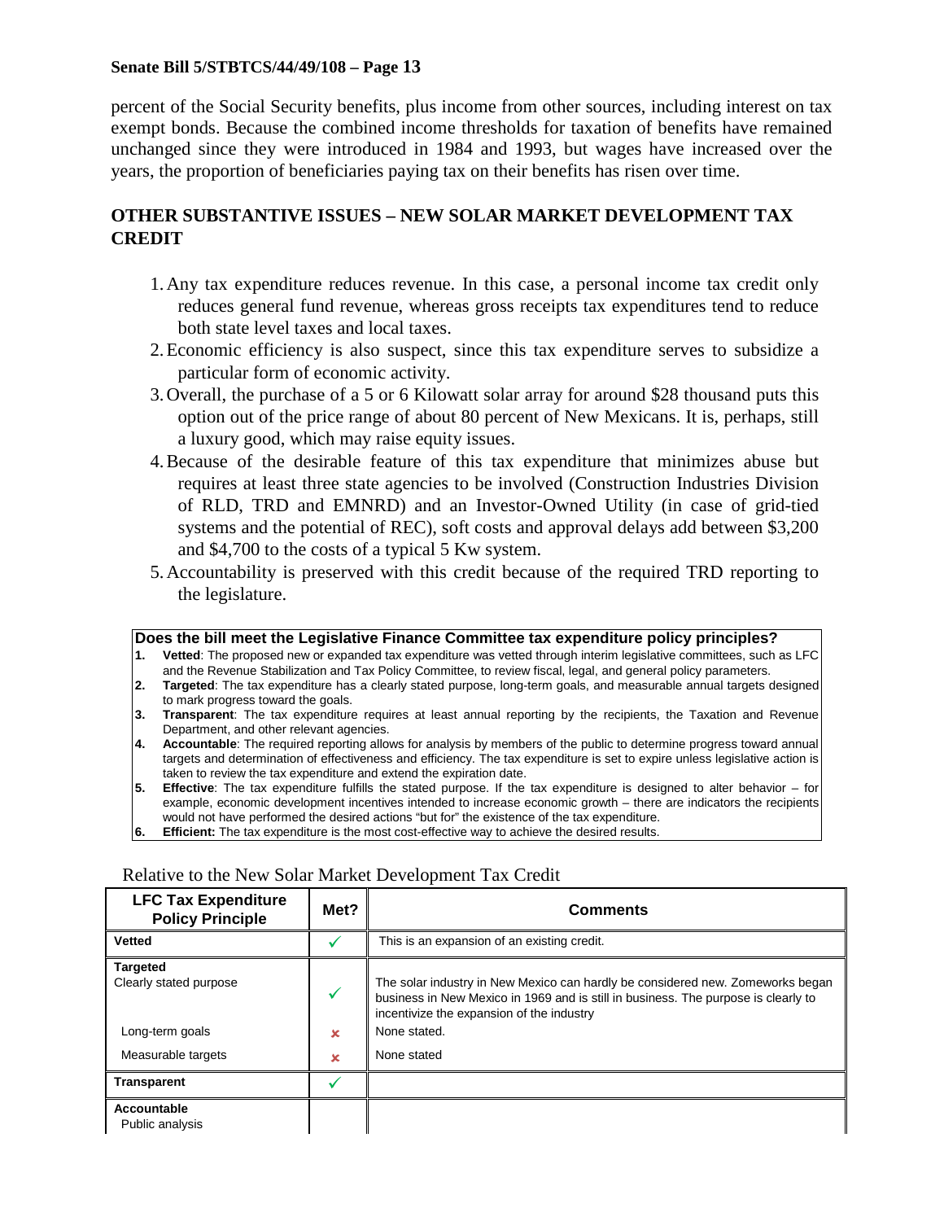percent of the Social Security benefits, plus income from other sources, including interest on tax exempt bonds. Because the combined income thresholds for taxation of benefits have remained unchanged since they were introduced in 1984 and 1993, but wages have increased over the years, the proportion of beneficiaries paying tax on their benefits has risen over time.

## OTHER SUBSTANTIVE ISSUES – NEW SOLAR MARKET DEVELOPMENT TAX CREDIT

1. Any tax expenditure reduces revenue. In this case, a personal income tax credit only reduces general fund revenue, whereas gross receipts tax expenditures tend to reduce both state level taxes and local taxes.
2. Economic efficiency is also suspect, since this tax expenditure serves to subsidize a particular form of economic activity.
3. Overall, the purchase of a 5 or 6 Kilowatt solar array for around $28 thousand puts this option out of the price range of about 80 percent of New Mexicans. It is, perhaps, still a luxury good, which may raise equity issues.
4. Because of the desirable feature of this tax expenditure that minimizes abuse but requires at least three state agencies to be involved (Construction Industries Division of RLD, TRD and EMNRD) and an Investor-Owned Utility (in case of grid-tied systems and the potential of REC), soft costs and approval delays add between $3,200 and $4,700 to the costs of a typical 5 Kw system.
5. Accountability is preserved with this credit because of the required TRD reporting to the legislature.

**Does the bill meet the Legislative Finance Committee tax expenditure policy principles?**

1. **Vetted**: The proposed new or expanded tax expenditure was vetted through interim legislative committees, such as LFC and the Revenue Stabilization and Tax Policy Committee, to review fiscal, legal, and general policy parameters.
2. **Targeted**: The tax expenditure has a clearly stated purpose, long-term goals, and measurable annual targets designed to mark progress toward the goals.
3. **Transparent**: The tax expenditure requires at least annual reporting by the recipients, the Taxation and Revenue Department, and other relevant agencies.
4. **Accountable**: The required reporting allows for analysis by members of the public to determine progress toward annual targets and determination of effectiveness and efficiency. The tax expenditure is set to expire unless legislative action is taken to review the tax expenditure and extend the expiration date.
5. **Effective**: The tax expenditure fulfills the stated purpose. If the tax expenditure is designed to alter behavior – for example, economic development incentives intended to increase economic growth – there are indicators the recipients would not have performed the desired actions "but for" the existence of the tax expenditure.
6. **Efficient:** The tax expenditure is the most cost-effective way to achieve the desired results.

Relative to the New Solar Market Development Tax Credit

| LFC Tax Expenditure Policy Principle | Met? | Comments |
|---|---|---|
| **Vetted** | ✓ | This is an expansion of an existing credit. |
| **Targeted** | | |
| Clearly stated purpose | ✓ | The solar industry in New Mexico can hardly be considered new. Zomeworks began business in New Mexico in 1969 and is still in business. The purpose is clearly to incentivize the expansion of the industry |
| Long-term goals | ✗ | None stated. |
| Measurable targets | ✗ | None stated |
| **Transparent** | ✓ | |
| **Accountable** | | |
| Public analysis | | |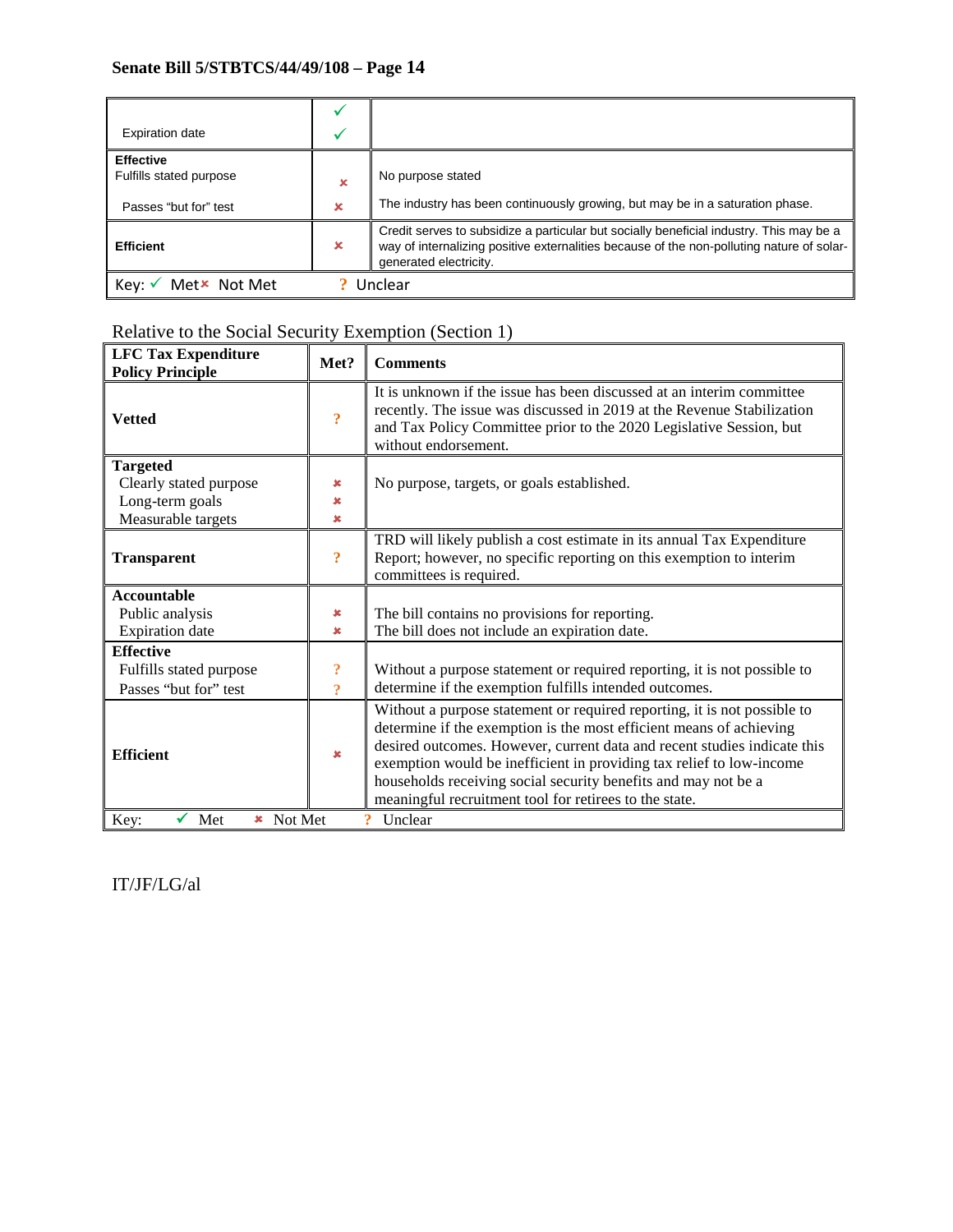| | | |
|---|---|---|
| Expiration date | ✓<br>✓ | |
| **Effective**<br>Fulfills stated purpose<br><br>Passes "but for" test | <br>✗<br><br>✗ | No purpose stated<br><br>The industry has been continuously growing, but may be in a saturation phase. |
| **Efficient** | ✗ | Credit serves to subsidize a particular but socially beneficial industry. This may be a way of internalizing positive externalities because of the non-polluting nature of solar-generated electricity. |
| Key: ✓ Met ✗ Not Met | ? Unclear | |

Relative to the Social Security Exemption (Section 1)

| LFC Tax Expenditure Policy Principle | Met? | Comments |
|---|---|---|
| **Vetted** | ? | It is unknown if the issue has been discussed at an interim committee recently. The issue was discussed in 2019 at the Revenue Stabilization and Tax Policy Committee prior to the 2020 Legislative Session, but without endorsement. |
| **Targeted**<br>Clearly stated purpose<br>Long-term goals<br>Measurable targets | <br>✗<br>✗<br>✗ | No purpose, targets, or goals established. |
| **Transparent** | ? | TRD will likely publish a cost estimate in its annual Tax Expenditure Report; however, no specific reporting on this exemption to interim committees is required. |
| **Accountable**<br>Public analysis<br>Expiration date | <br>✗<br>✗ | The bill contains no provisions for reporting.<br>The bill does not include an expiration date. |
| **Effective**<br>Fulfills stated purpose<br>Passes "but for" test | <br>?<br>? | Without a purpose statement or required reporting, it is not possible to determine if the exemption fulfills intended outcomes. |
| **Efficient** | ✗ | Without a purpose statement or required reporting, it is not possible to determine if the exemption is the most efficient means of achieving desired outcomes. However, current data and recent studies indicate this exemption would be inefficient in providing tax relief to low-income households receiving social security benefits and may not be a meaningful recruitment tool for retirees to the state. |
| Key: ✓ Met ✗ Not Met ? Unclear | | |

IT/JF/LG/al